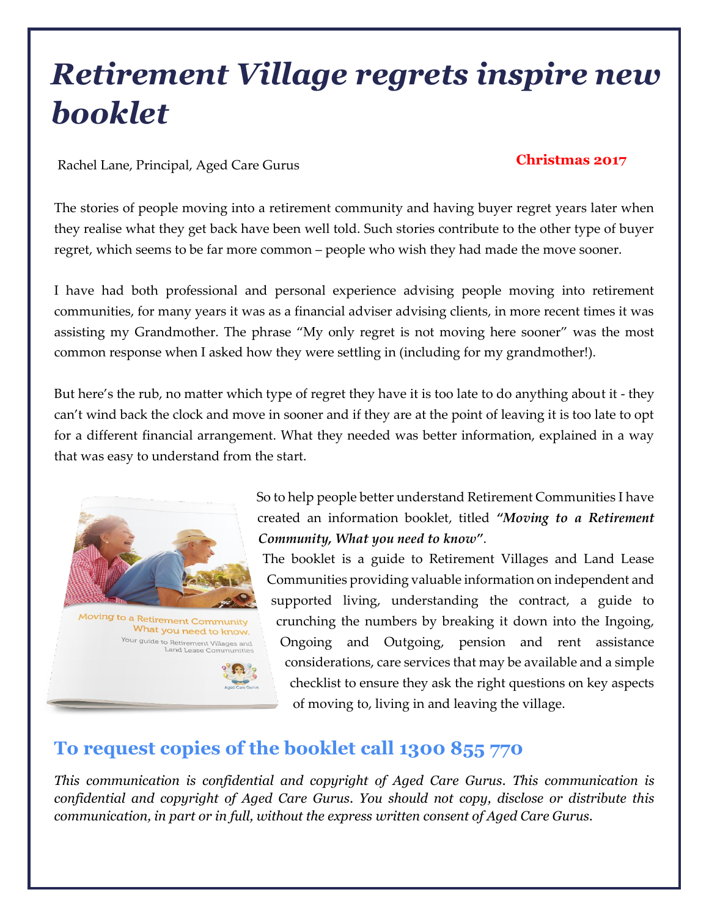# *Retirement Village regrets inspire new booklet*

Rachel Lane, Principal, Aged Care Gurus

**Christmas 2017**

The stories of people moving into a retirement community and having buyer regret years later when they realise what they get back have been well told. Such stories contribute to the other type of buyer regret, which seems to be far more common – people who wish they had made the move sooner.

I have had both professional and personal experience advising people moving into retirement communities, for many years it was as a financial adviser advising clients, in more recent times it was assisting my Grandmother. The phrase "My only regret is not moving here sooner" was the most common response when I asked how they were settling in (including for my grandmother!).

But here's the rub, no matter which type of regret they have it is too late to do anything about it - they can't wind back the clock and move in sooner and if they are at the point of leaving it is too late to opt for a different financial arrangement. What they needed was better information, explained in a way that was easy to understand from the start.

So to help people better understand Retirement Communities I have created an information booklet, titled ***"Moving to a Retirement Community, What you need to know"***.

The booklet is a guide to Retirement Villages and Land Lease Communities providing valuable information on independent and supported living, understanding the contract, a guide to crunching the numbers by breaking it down into the Ingoing, Ongoing and Outgoing, pension and rent assistance considerations, care services that may be available and a simple checklist to ensure they ask the right questions on key aspects of moving to, living in and leaving the village.

## To request copies of the booklet call 1300 855 770

*This communication is confidential and copyright of Aged Care Gurus. This communication is confidential and copyright of Aged Care Gurus. You should not copy, disclose or distribute this communication, in part or in full, without the express written consent of Aged Care Gurus.*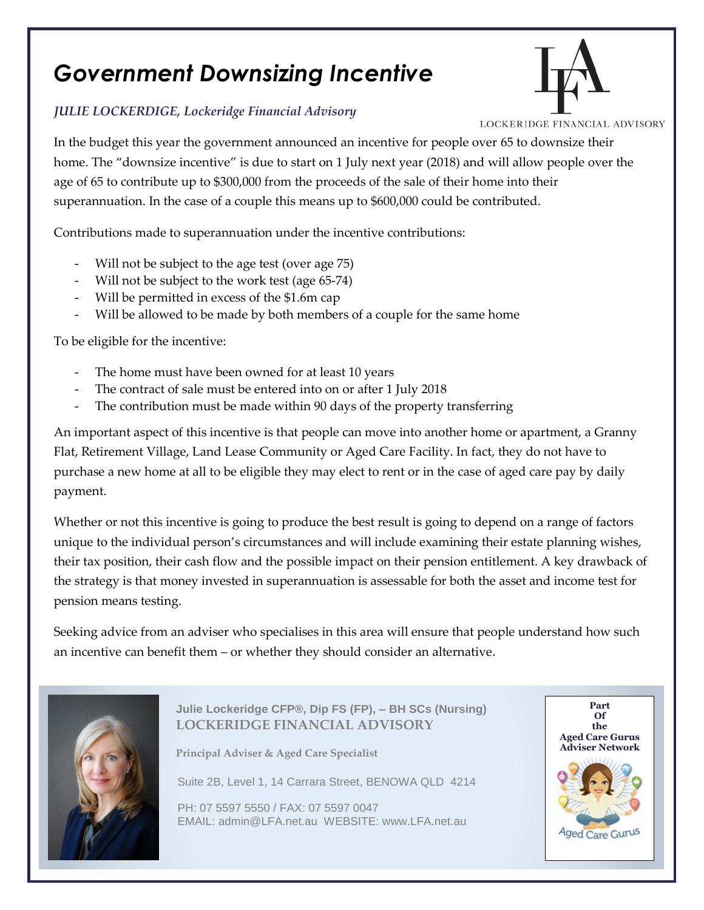# *Government Downsizing Incentive*

***JULIE LOCKERDIGE, Lockeridge Financial Advisory***

LOCKERIDGE FINANCIAL ADVISORY

In the budget this year the government announced an incentive for people over 65 to downsize their home. The "downsize incentive" is due to start on 1 July next year (2018) and will allow people over the age of 65 to contribute up to $300,000 from the proceeds of the sale of their home into their superannuation. In the case of a couple this means up to $600,000 could be contributed.

Contributions made to superannuation under the incentive contributions:

- Will not be subject to the age test (over age 75)
- Will not be subject to the work test (age 65-74)
- Will be permitted in excess of the $1.6m cap
- Will be allowed to be made by both members of a couple for the same home

To be eligible for the incentive:

- The home must have been owned for at least 10 years
- The contract of sale must be entered into on or after 1 July 2018
- The contribution must be made within 90 days of the property transferring

An important aspect of this incentive is that people can move into another home or apartment, a Granny Flat, Retirement Village, Land Lease Community or Aged Care Facility. In fact, they do not have to purchase a new home at all to be eligible they may elect to rent or in the case of aged care pay by daily payment.

Whether or not this incentive is going to produce the best result is going to depend on a range of factors unique to the individual person's circumstances and will include examining their estate planning wishes, their tax position, their cash flow and the possible impact on their pension entitlement. A key drawback of the strategy is that money invested in superannuation is assessable for both the asset and income test for pension means testing.

Seeking advice from an adviser who specialises in this area will ensure that people understand how such an incentive can benefit them – or whether they should consider an alternative.

**Julie Lockeridge CFP®, Dip FS (FP), – BH SCs (Nursing)**
**LOCKERIDGE FINANCIAL ADVISORY**

**Principal Adviser & Aged Care Specialist**

Suite 2B, Level 1, 14 Carrara Street, BENOWA QLD 4214

PH: 07 5597 5550 / FAX: 07 5597 0047
EMAIL: admin@LFA.net.au WEBSITE: www.LFA.net.au

**Part Of the Aged Care Gurus Adviser Network**

Aged Care Gurus